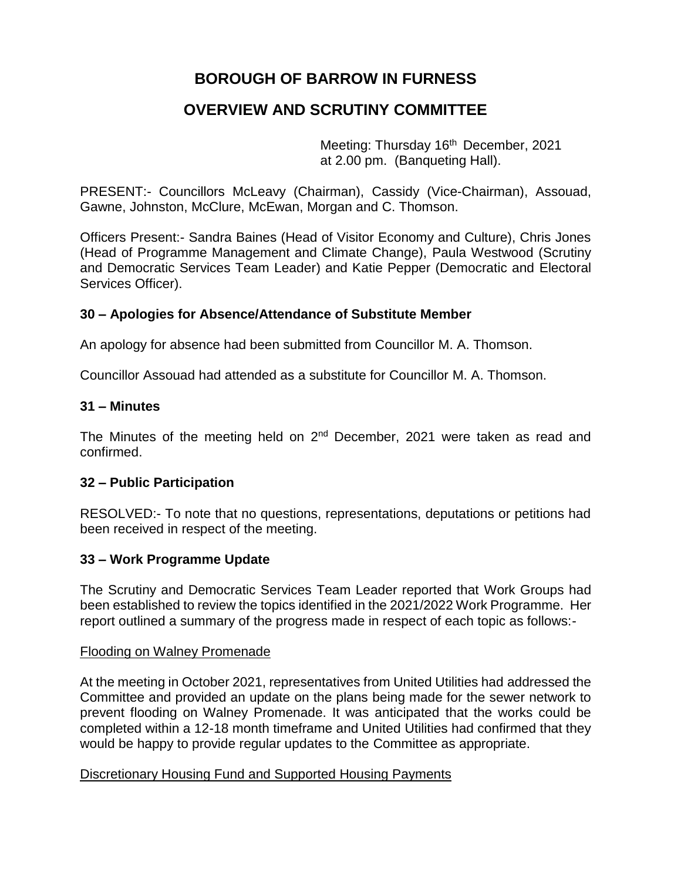# BOROUGH OF BARROW IN FURNESS

## OVERVIEW AND SCRUTINY COMMITTEE

Meeting: Thursday 16th December, 2021
at 2.00 pm. (Banqueting Hall).

PRESENT:- Councillors McLeavy (Chairman), Cassidy (Vice-Chairman), Assouad, Gawne, Johnston, McClure, McEwan, Morgan and C. Thomson.

Officers Present:- Sandra Baines (Head of Visitor Economy and Culture), Chris Jones (Head of Programme Management and Climate Change), Paula Westwood (Scrutiny and Democratic Services Team Leader) and Katie Pepper (Democratic and Electoral Services Officer).

### 30 – Apologies for Absence/Attendance of Substitute Member

An apology for absence had been submitted from Councillor M. A. Thomson.

Councillor Assouad had attended as a substitute for Councillor M. A. Thomson.

### 31 – Minutes

The Minutes of the meeting held on 2nd December, 2021 were taken as read and confirmed.

### 32 – Public Participation

RESOLVED:- To note that no questions, representations, deputations or petitions had been received in respect of the meeting.

### 33 – Work Programme Update

The Scrutiny and Democratic Services Team Leader reported that Work Groups had been established to review the topics identified in the 2021/2022 Work Programme. Her report outlined a summary of the progress made in respect of each topic as follows:-

Flooding on Walney Promenade

At the meeting in October 2021, representatives from United Utilities had addressed the Committee and provided an update on the plans being made for the sewer network to prevent flooding on Walney Promenade. It was anticipated that the works could be completed within a 12-18 month timeframe and United Utilities had confirmed that they would be happy to provide regular updates to the Committee as appropriate.

Discretionary Housing Fund and Supported Housing Payments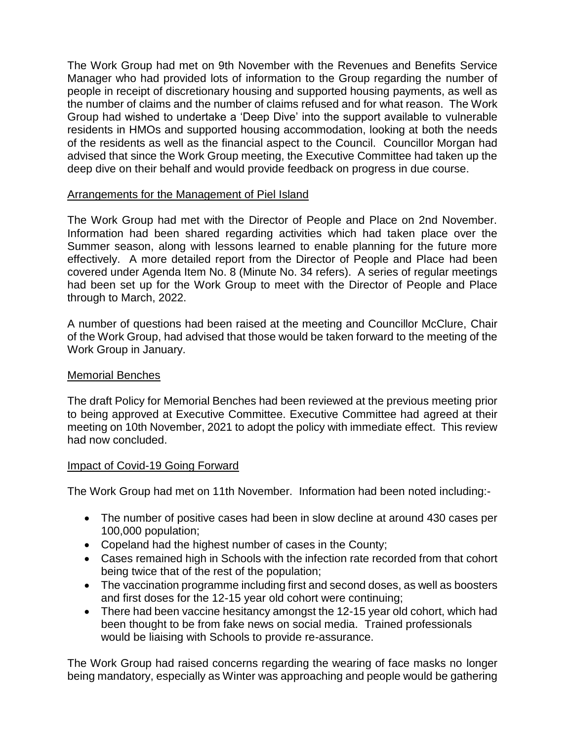The Work Group had met on 9th November with the Revenues and Benefits Service Manager who had provided lots of information to the Group regarding the number of people in receipt of discretionary housing and supported housing payments, as well as the number of claims and the number of claims refused and for what reason. The Work Group had wished to undertake a 'Deep Dive' into the support available to vulnerable residents in HMOs and supported housing accommodation, looking at both the needs of the residents as well as the financial aspect to the Council. Councillor Morgan had advised that since the Work Group meeting, the Executive Committee had taken up the deep dive on their behalf and would provide feedback on progress in due course.

## Arrangements for the Management of Piel Island

The Work Group had met with the Director of People and Place on 2nd November. Information had been shared regarding activities which had taken place over the Summer season, along with lessons learned to enable planning for the future more effectively. A more detailed report from the Director of People and Place had been covered under Agenda Item No. 8 (Minute No. 34 refers). A series of regular meetings had been set up for the Work Group to meet with the Director of People and Place through to March, 2022.

A number of questions had been raised at the meeting and Councillor McClure, Chair of the Work Group, had advised that those would be taken forward to the meeting of the Work Group in January.

## Memorial Benches

The draft Policy for Memorial Benches had been reviewed at the previous meeting prior to being approved at Executive Committee. Executive Committee had agreed at their meeting on 10th November, 2021 to adopt the policy with immediate effect. This review had now concluded.

## Impact of Covid-19 Going Forward

The Work Group had met on 11th November. Information had been noted including:-

- The number of positive cases had been in slow decline at around 430 cases per 100,000 population;
- Copeland had the highest number of cases in the County;
- Cases remained high in Schools with the infection rate recorded from that cohort being twice that of the rest of the population;
- The vaccination programme including first and second doses, as well as boosters and first doses for the 12-15 year old cohort were continuing;
- There had been vaccine hesitancy amongst the 12-15 year old cohort, which had been thought to be from fake news on social media. Trained professionals would be liaising with Schools to provide re-assurance.

The Work Group had raised concerns regarding the wearing of face masks no longer being mandatory, especially as Winter was approaching and people would be gathering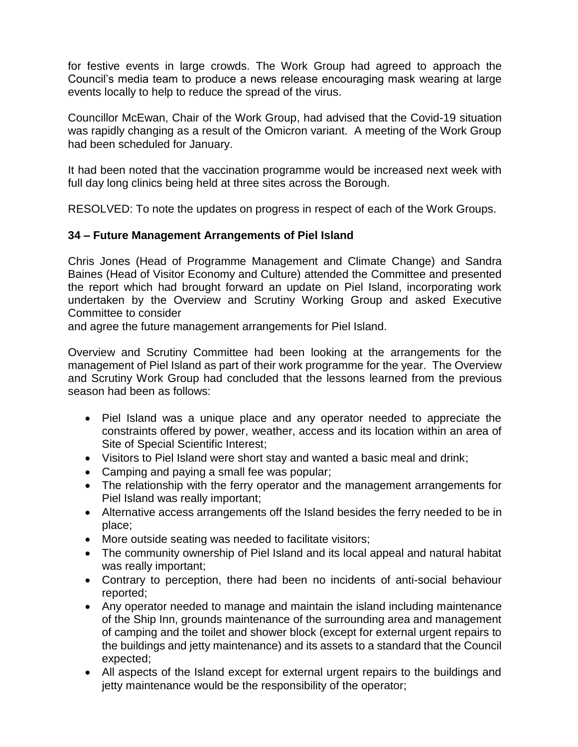for festive events in large crowds. The Work Group had agreed to approach the Council's media team to produce a news release encouraging mask wearing at large events locally to help to reduce the spread of the virus.

Councillor McEwan, Chair of the Work Group, had advised that the Covid-19 situation was rapidly changing as a result of the Omicron variant. A meeting of the Work Group had been scheduled for January.

It had been noted that the vaccination programme would be increased next week with full day long clinics being held at three sites across the Borough.

RESOLVED: To note the updates on progress in respect of each of the Work Groups.

### 34 – Future Management Arrangements of Piel Island

Chris Jones (Head of Programme Management and Climate Change) and Sandra Baines (Head of Visitor Economy and Culture) attended the Committee and presented the report which had brought forward an update on Piel Island, incorporating work undertaken by the Overview and Scrutiny Working Group and asked Executive Committee to consider
and agree the future management arrangements for Piel Island.

Overview and Scrutiny Committee had been looking at the arrangements for the management of Piel Island as part of their work programme for the year. The Overview and Scrutiny Work Group had concluded that the lessons learned from the previous season had been as follows:

- Piel Island was a unique place and any operator needed to appreciate the constraints offered by power, weather, access and its location within an area of Site of Special Scientific Interest;
- Visitors to Piel Island were short stay and wanted a basic meal and drink;
- Camping and paying a small fee was popular;
- The relationship with the ferry operator and the management arrangements for Piel Island was really important;
- Alternative access arrangements off the Island besides the ferry needed to be in place;
- More outside seating was needed to facilitate visitors;
- The community ownership of Piel Island and its local appeal and natural habitat was really important;
- Contrary to perception, there had been no incidents of anti-social behaviour reported;
- Any operator needed to manage and maintain the island including maintenance of the Ship Inn, grounds maintenance of the surrounding area and management of camping and the toilet and shower block (except for external urgent repairs to the buildings and jetty maintenance) and its assets to a standard that the Council expected;
- All aspects of the Island except for external urgent repairs to the buildings and jetty maintenance would be the responsibility of the operator;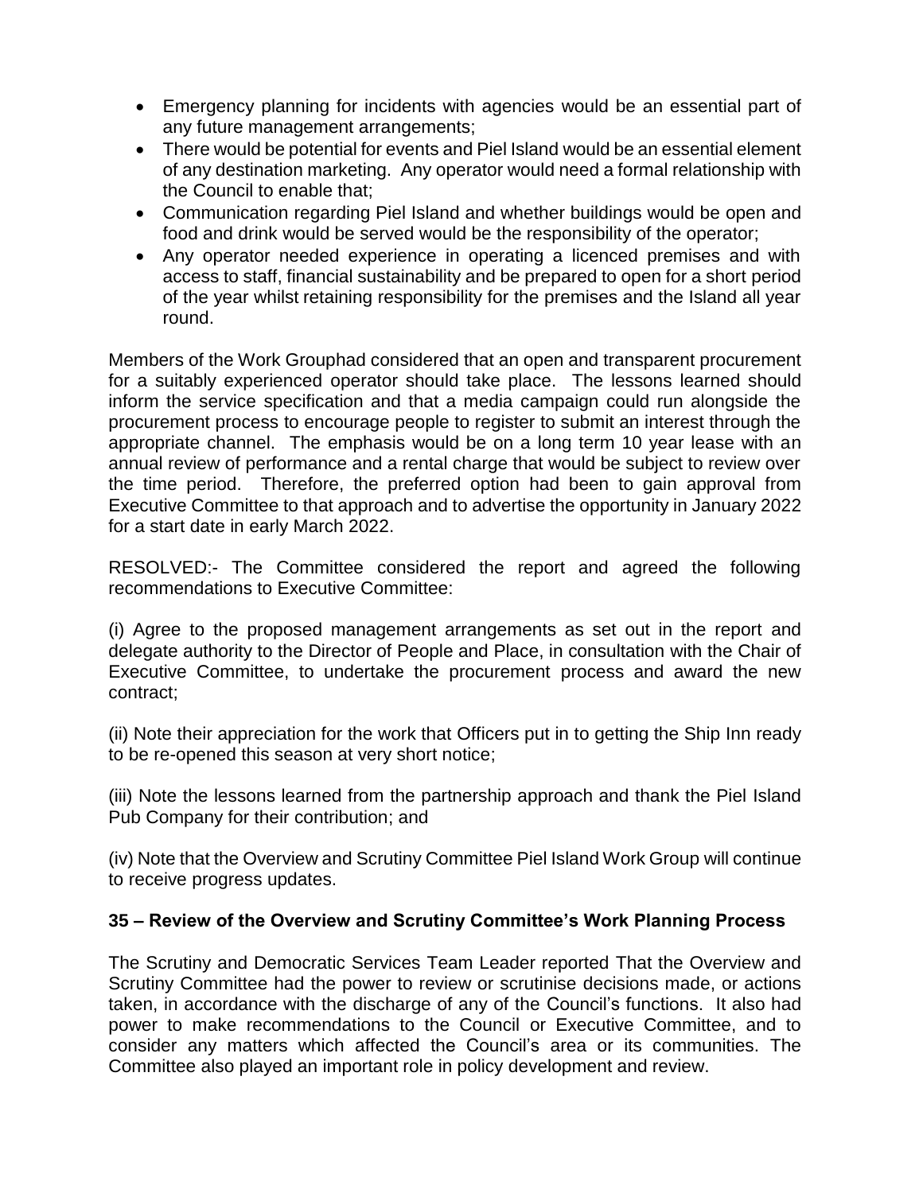- Emergency planning for incidents with agencies would be an essential part of any future management arrangements;
- There would be potential for events and Piel Island would be an essential element of any destination marketing. Any operator would need a formal relationship with the Council to enable that;
- Communication regarding Piel Island and whether buildings would be open and food and drink would be served would be the responsibility of the operator;
- Any operator needed experience in operating a licenced premises and with access to staff, financial sustainability and be prepared to open for a short period of the year whilst retaining responsibility for the premises and the Island all year round.

Members of the Work Grouphad considered that an open and transparent procurement for a suitably experienced operator should take place. The lessons learned should inform the service specification and that a media campaign could run alongside the procurement process to encourage people to register to submit an interest through the appropriate channel. The emphasis would be on a long term 10 year lease with an annual review of performance and a rental charge that would be subject to review over the time period. Therefore, the preferred option had been to gain approval from Executive Committee to that approach and to advertise the opportunity in January 2022 for a start date in early March 2022.

RESOLVED:- The Committee considered the report and agreed the following recommendations to Executive Committee:

(i) Agree to the proposed management arrangements as set out in the report and delegate authority to the Director of People and Place, in consultation with the Chair of Executive Committee, to undertake the procurement process and award the new contract;

(ii) Note their appreciation for the work that Officers put in to getting the Ship Inn ready to be re-opened this season at very short notice;

(iii) Note the lessons learned from the partnership approach and thank the Piel Island Pub Company for their contribution; and

(iv) Note that the Overview and Scrutiny Committee Piel Island Work Group will continue to receive progress updates.

**35 – Review of the Overview and Scrutiny Committee's Work Planning Process**

The Scrutiny and Democratic Services Team Leader reported That the Overview and Scrutiny Committee had the power to review or scrutinise decisions made, or actions taken, in accordance with the discharge of any of the Council's functions. It also had power to make recommendations to the Council or Executive Committee, and to consider any matters which affected the Council's area or its communities. The Committee also played an important role in policy development and review.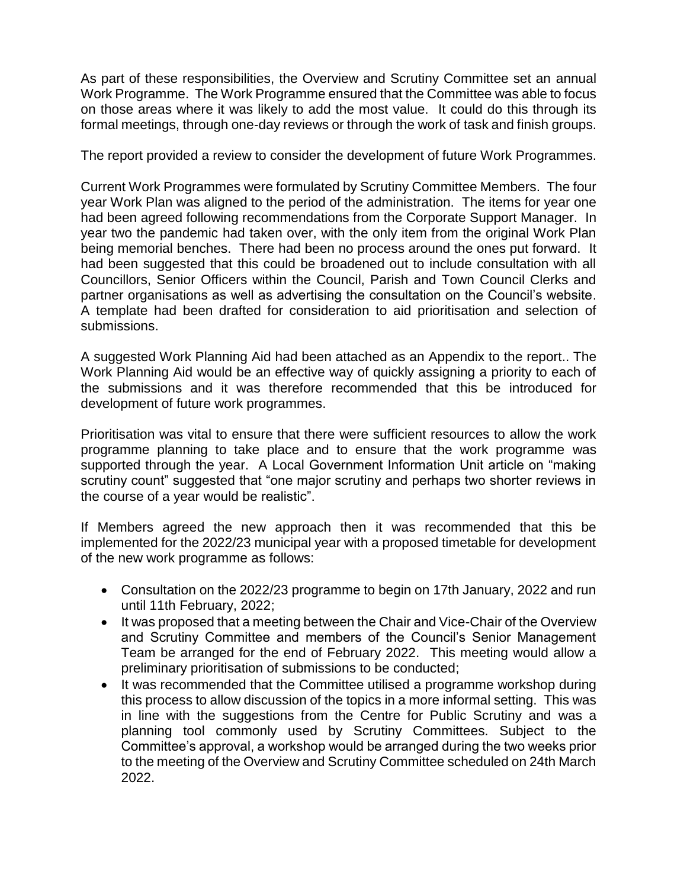As part of these responsibilities, the Overview and Scrutiny Committee set an annual Work Programme. The Work Programme ensured that the Committee was able to focus on those areas where it was likely to add the most value. It could do this through its formal meetings, through one-day reviews or through the work of task and finish groups.

The report provided a review to consider the development of future Work Programmes.

Current Work Programmes were formulated by Scrutiny Committee Members. The four year Work Plan was aligned to the period of the administration. The items for year one had been agreed following recommendations from the Corporate Support Manager. In year two the pandemic had taken over, with the only item from the original Work Plan being memorial benches. There had been no process around the ones put forward. It had been suggested that this could be broadened out to include consultation with all Councillors, Senior Officers within the Council, Parish and Town Council Clerks and partner organisations as well as advertising the consultation on the Council's website. A template had been drafted for consideration to aid prioritisation and selection of submissions.

A suggested Work Planning Aid had been attached as an Appendix to the report.. The Work Planning Aid would be an effective way of quickly assigning a priority to each of the submissions and it was therefore recommended that this be introduced for development of future work programmes.

Prioritisation was vital to ensure that there were sufficient resources to allow the work programme planning to take place and to ensure that the work programme was supported through the year. A Local Government Information Unit article on "making scrutiny count" suggested that "one major scrutiny and perhaps two shorter reviews in the course of a year would be realistic".

If Members agreed the new approach then it was recommended that this be implemented for the 2022/23 municipal year with a proposed timetable for development of the new work programme as follows:

- Consultation on the 2022/23 programme to begin on 17th January, 2022 and run until 11th February, 2022;
- It was proposed that a meeting between the Chair and Vice-Chair of the Overview and Scrutiny Committee and members of the Council's Senior Management Team be arranged for the end of February 2022. This meeting would allow a preliminary prioritisation of submissions to be conducted;
- It was recommended that the Committee utilised a programme workshop during this process to allow discussion of the topics in a more informal setting. This was in line with the suggestions from the Centre for Public Scrutiny and was a planning tool commonly used by Scrutiny Committees. Subject to the Committee's approval, a workshop would be arranged during the two weeks prior to the meeting of the Overview and Scrutiny Committee scheduled on 24th March 2022.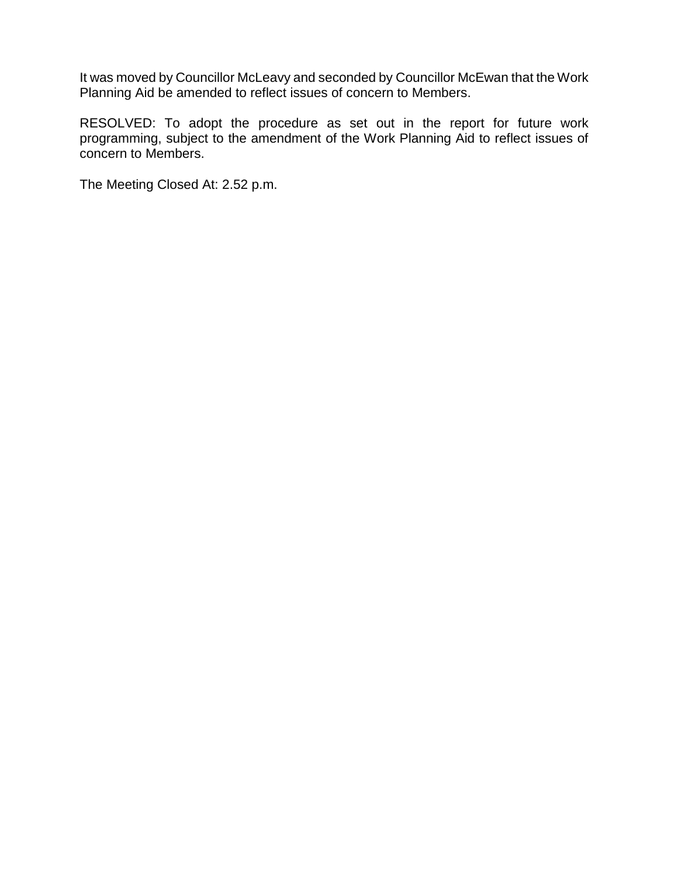It was moved by Councillor McLeavy and seconded by Councillor McEwan that the Work Planning Aid be amended to reflect issues of concern to Members.

RESOLVED: To adopt the procedure as set out in the report for future work programming, subject to the amendment of the Work Planning Aid to reflect issues of concern to Members.

The Meeting Closed At: 2.52 p.m.